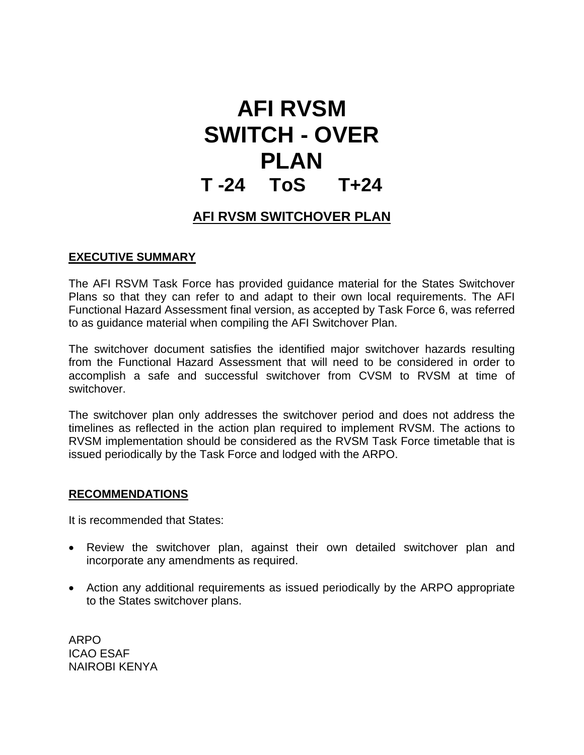# AFI RVSM SWITCH - OVER PLAN

## T -24    ToS    T+24

## AFI RVSM SWITCHOVER PLAN

### EXECUTIVE SUMMARY

The AFI RSVM Task Force has provided guidance material for the States Switchover Plans so that they can refer to and adapt to their own local requirements. The AFI Functional Hazard Assessment final version, as accepted by Task Force 6, was referred to as guidance material when compiling the AFI Switchover Plan.

The switchover document satisfies the identified major switchover hazards resulting from the Functional Hazard Assessment that will need to be considered in order to accomplish a safe and successful switchover from CVSM to RVSM at time of switchover.

The switchover plan only addresses the switchover period and does not address the timelines as reflected in the action plan required to implement RVSM. The actions to RVSM implementation should be considered as the RVSM Task Force timetable that is issued periodically by the Task Force and lodged with the ARPO.

### RECOMMENDATIONS

It is recommended that States:

- Review the switchover plan, against their own detailed switchover plan and incorporate any amendments as required.
- Action any additional requirements as issued periodically by the ARPO appropriate to the States switchover plans.

ARPO
ICAO ESAF
NAIROBI KENYA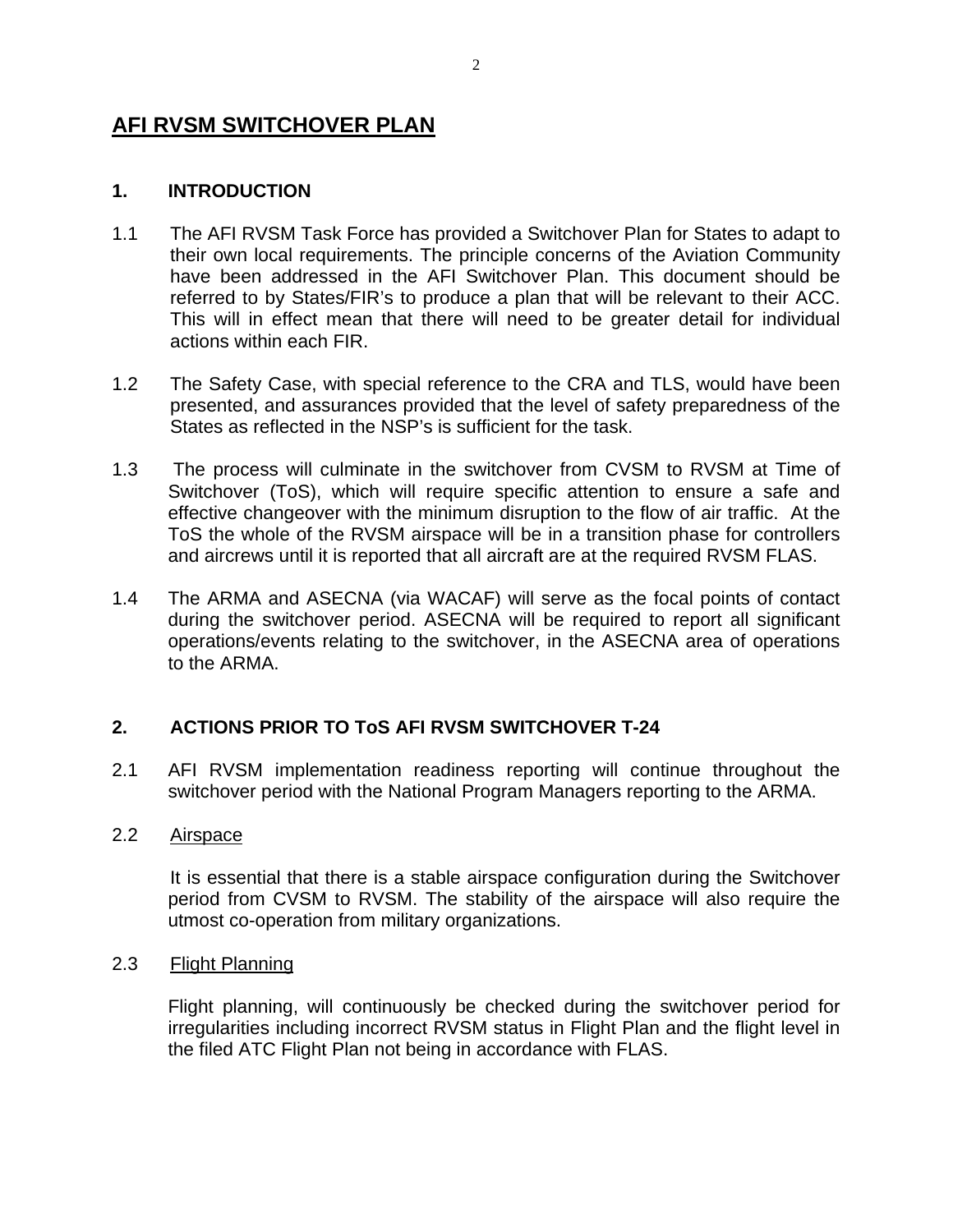# AFI RVSM SWITCHOVER PLAN

## 1. INTRODUCTION

1.1 The AFI RVSM Task Force has provided a Switchover Plan for States to adapt to their own local requirements. The principle concerns of the Aviation Community have been addressed in the AFI Switchover Plan. This document should be referred to by States/FIR's to produce a plan that will be relevant to their ACC. This will in effect mean that there will need to be greater detail for individual actions within each FIR.

1.2 The Safety Case, with special reference to the CRA and TLS, would have been presented, and assurances provided that the level of safety preparedness of the States as reflected in the NSP's is sufficient for the task.

1.3 The process will culminate in the switchover from CVSM to RVSM at Time of Switchover (ToS), which will require specific attention to ensure a safe and effective changeover with the minimum disruption to the flow of air traffic. At the ToS the whole of the RVSM airspace will be in a transition phase for controllers and aircrews until it is reported that all aircraft are at the required RVSM FLAS.

1.4 The ARMA and ASECNA (via WACAF) will serve as the focal points of contact during the switchover period. ASECNA will be required to report all significant operations/events relating to the switchover, in the ASECNA area of operations to the ARMA.

## 2. ACTIONS PRIOR TO ToS AFI RVSM SWITCHOVER T-24

2.1 AFI RVSM implementation readiness reporting will continue throughout the switchover period with the National Program Managers reporting to the ARMA.

2.2 Airspace

It is essential that there is a stable airspace configuration during the Switchover period from CVSM to RVSM. The stability of the airspace will also require the utmost co-operation from military organizations.

2.3 Flight Planning

Flight planning, will continuously be checked during the switchover period for irregularities including incorrect RVSM status in Flight Plan and the flight level in the filed ATC Flight Plan not being in accordance with FLAS.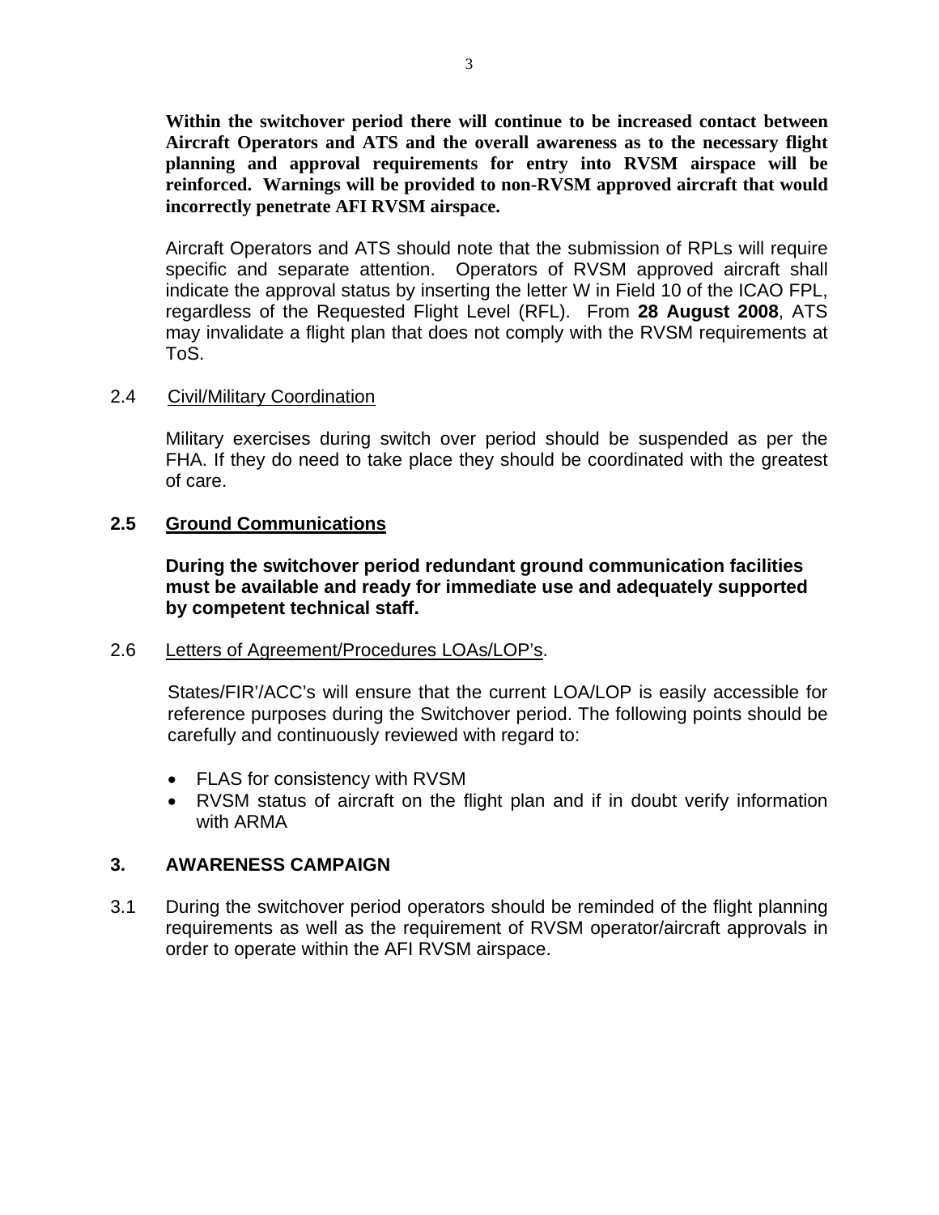**Within the switchover period there will continue to be increased contact between Aircraft Operators and ATS and the overall awareness as to the necessary flight planning and approval requirements for entry into RVSM airspace will be reinforced. Warnings will be provided to non-RVSM approved aircraft that would incorrectly penetrate AFI RVSM airspace.**

Aircraft Operators and ATS should note that the submission of RPLs will require specific and separate attention. Operators of RVSM approved aircraft shall indicate the approval status by inserting the letter W in Field 10 of the ICAO FPL, regardless of the Requested Flight Level (RFL). From **28 August 2008**, ATS may invalidate a flight plan that does not comply with the RVSM requirements at ToS.

2.4 Civil/Military Coordination

Military exercises during switch over period should be suspended as per the FHA. If they do need to take place they should be coordinated with the greatest of care.

**2.5 Ground Communications**

**During the switchover period redundant ground communication facilities must be available and ready for immediate use and adequately supported by competent technical staff.**

2.6 Letters of Agreement/Procedures LOAs/LOP's.

States/FIR'/ACC's will ensure that the current LOA/LOP is easily accessible for reference purposes during the Switchover period. The following points should be carefully and continuously reviewed with regard to:

- FLAS for consistency with RVSM
- RVSM status of aircraft on the flight plan and if in doubt verify information with ARMA

## 3. AWARENESS CAMPAIGN

3.1 During the switchover period operators should be reminded of the flight planning requirements as well as the requirement of RVSM operator/aircraft approvals in order to operate within the AFI RVSM airspace.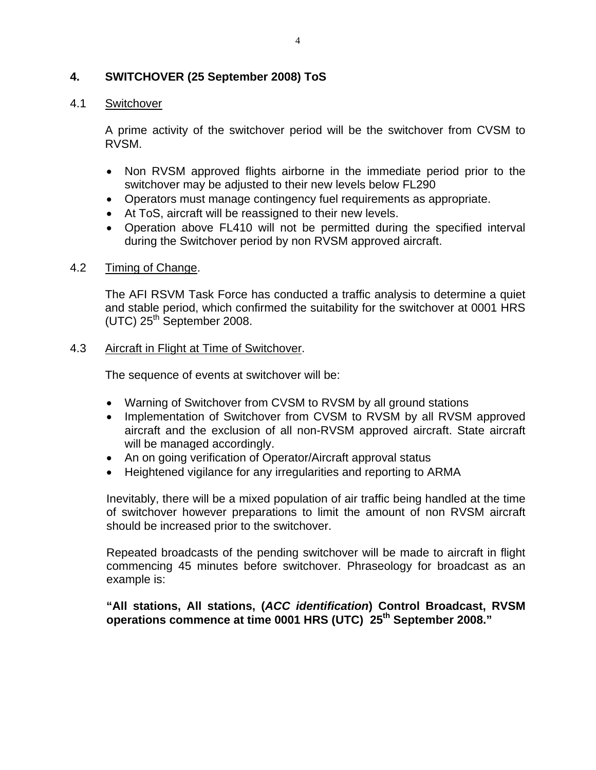## 4. SWITCHOVER (25 September 2008) ToS

### 4.1 Switchover

A prime activity of the switchover period will be the switchover from CVSM to RVSM.

- Non RVSM approved flights airborne in the immediate period prior to the switchover may be adjusted to their new levels below FL290
- Operators must manage contingency fuel requirements as appropriate.
- At ToS, aircraft will be reassigned to their new levels.
- Operation above FL410 will not be permitted during the specified interval during the Switchover period by non RVSM approved aircraft.

### 4.2 Timing of Change.

The AFI RSVM Task Force has conducted a traffic analysis to determine a quiet and stable period, which confirmed the suitability for the switchover at 0001 HRS (UTC) 25th September 2008.

### 4.3 Aircraft in Flight at Time of Switchover.

The sequence of events at switchover will be:

- Warning of Switchover from CVSM to RVSM by all ground stations
- Implementation of Switchover from CVSM to RVSM by all RVSM approved aircraft and the exclusion of all non-RVSM approved aircraft. State aircraft will be managed accordingly.
- An on going verification of Operator/Aircraft approval status
- Heightened vigilance for any irregularities and reporting to ARMA

Inevitably, there will be a mixed population of air traffic being handled at the time of switchover however preparations to limit the amount of non RVSM aircraft should be increased prior to the switchover.

Repeated broadcasts of the pending switchover will be made to aircraft in flight commencing 45 minutes before switchover. Phraseology for broadcast as an example is:

**"All stations, All stations, (*ACC identification*) Control Broadcast, RVSM operations commence at time 0001 HRS (UTC) 25th September 2008."**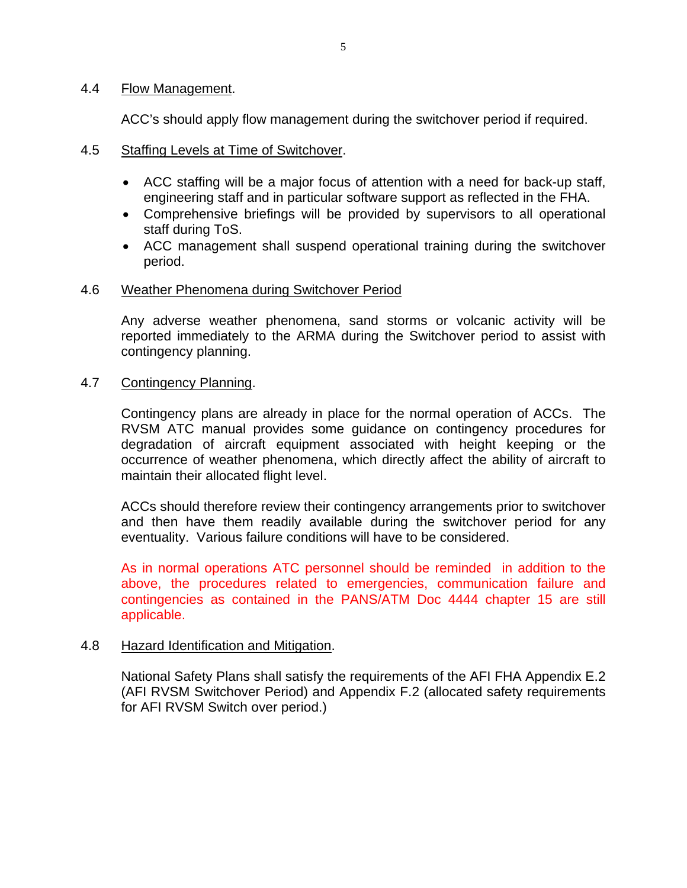### 4.4 Flow Management.

ACC's should apply flow management during the switchover period if required.

### 4.5 Staffing Levels at Time of Switchover.

- ACC staffing will be a major focus of attention with a need for back-up staff, engineering staff and in particular software support as reflected in the FHA.
- Comprehensive briefings will be provided by supervisors to all operational staff during ToS.
- ACC management shall suspend operational training during the switchover period.

### 4.6 Weather Phenomena during Switchover Period

Any adverse weather phenomena, sand storms or volcanic activity will be reported immediately to the ARMA during the Switchover period to assist with contingency planning.

### 4.7 Contingency Planning.

Contingency plans are already in place for the normal operation of ACCs. The RVSM ATC manual provides some guidance on contingency procedures for degradation of aircraft equipment associated with height keeping or the occurrence of weather phenomena, which directly affect the ability of aircraft to maintain their allocated flight level.

ACCs should therefore review their contingency arrangements prior to switchover and then have them readily available during the switchover period for any eventuality. Various failure conditions will have to be considered.

As in normal operations ATC personnel should be reminded in addition to the above, the procedures related to emergencies, communication failure and contingencies as contained in the PANS/ATM Doc 4444 chapter 15 are still applicable.

### 4.8 Hazard Identification and Mitigation.

National Safety Plans shall satisfy the requirements of the AFI FHA Appendix E.2 (AFI RVSM Switchover Period) and Appendix F.2 (allocated safety requirements for AFI RVSM Switch over period.)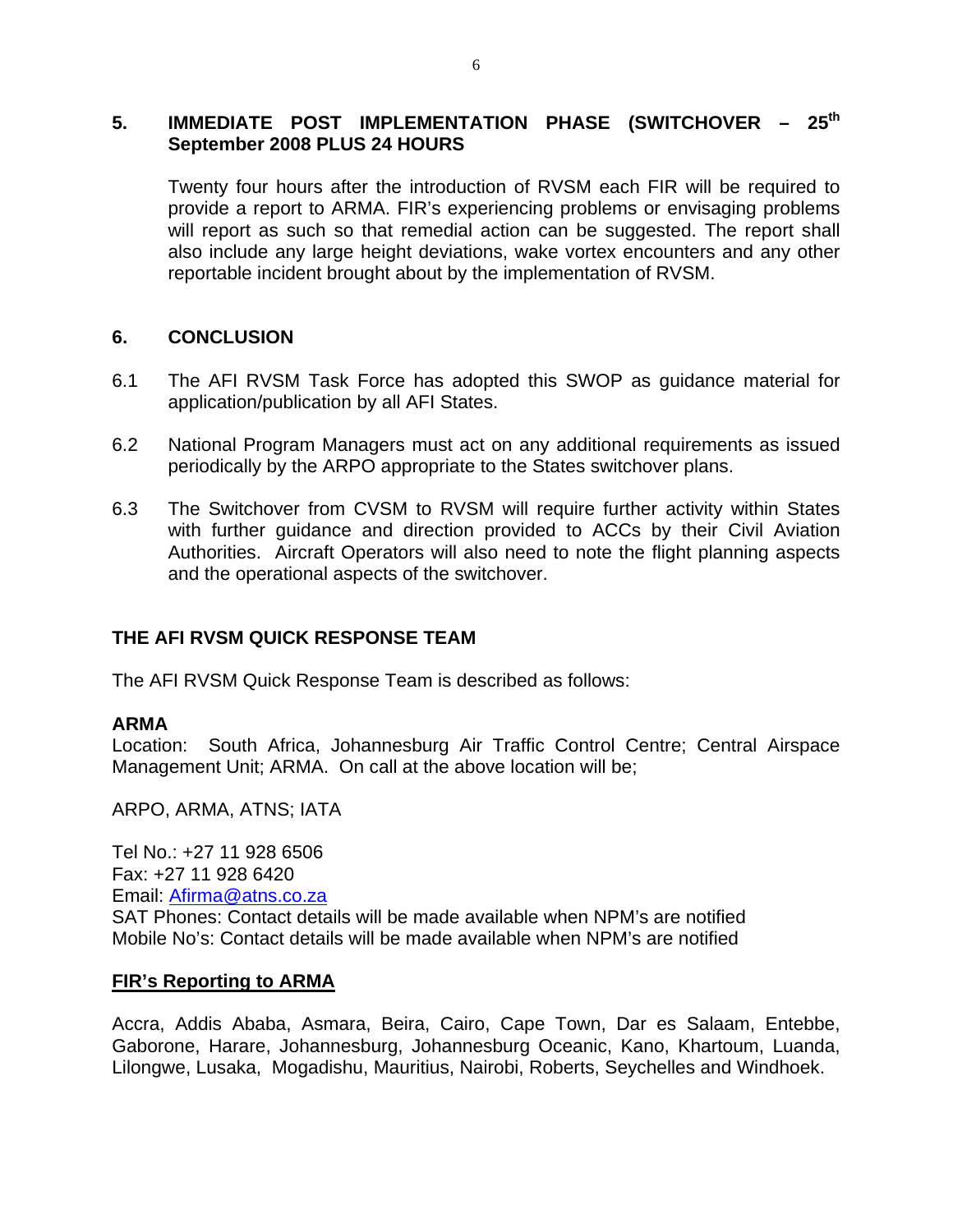## 5. IMMEDIATE POST IMPLEMENTATION PHASE (SWITCHOVER – 25th September 2008 PLUS 24 HOURS

Twenty four hours after the introduction of RVSM each FIR will be required to provide a report to ARMA. FIR's experiencing problems or envisaging problems will report as such so that remedial action can be suggested. The report shall also include any large height deviations, wake vortex encounters and any other reportable incident brought about by the implementation of RVSM.

## 6. CONCLUSION

6.1 The AFI RVSM Task Force has adopted this SWOP as guidance material for application/publication by all AFI States.

6.2 National Program Managers must act on any additional requirements as issued periodically by the ARPO appropriate to the States switchover plans.

6.3 The Switchover from CVSM to RVSM will require further activity within States with further guidance and direction provided to ACCs by their Civil Aviation Authorities. Aircraft Operators will also need to note the flight planning aspects and the operational aspects of the switchover.

## THE AFI RVSM QUICK RESPONSE TEAM

The AFI RVSM Quick Response Team is described as follows:

**ARMA**
Location: South Africa, Johannesburg Air Traffic Control Centre; Central Airspace Management Unit; ARMA. On call at the above location will be;

ARPO, ARMA, ATNS; IATA

Tel No.: +27 11 928 6506
Fax: +27 11 928 6420
Email: Afirma@atns.co.za
SAT Phones: Contact details will be made available when NPM's are notified
Mobile No's: Contact details will be made available when NPM's are notified

**FIR's Reporting to ARMA**

Accra, Addis Ababa, Asmara, Beira, Cairo, Cape Town, Dar es Salaam, Entebbe, Gaborone, Harare, Johannesburg, Johannesburg Oceanic, Kano, Khartoum, Luanda, Lilongwe, Lusaka, Mogadishu, Mauritius, Nairobi, Roberts, Seychelles and Windhoek.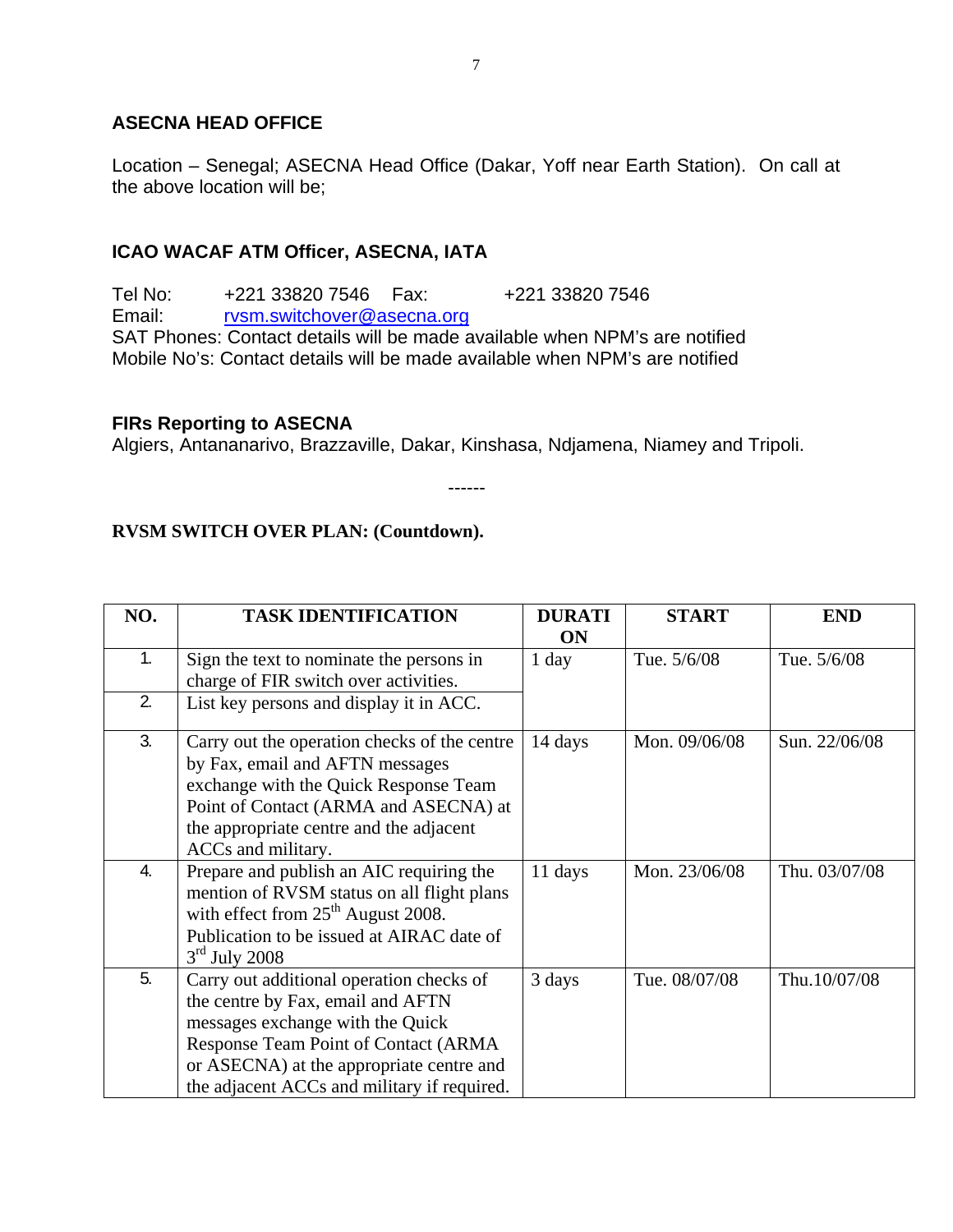### ASECNA HEAD OFFICE

Location – Senegal; ASECNA Head Office (Dakar, Yoff near Earth Station). On call at the above location will be;

### ICAO WACAF ATM Officer, ASECNA, IATA

Tel No: +221 33820 7546 Fax: +221 33820 7546
Email: rvsm.switchover@asecna.org
SAT Phones: Contact details will be made available when NPM's are notified
Mobile No's: Contact details will be made available when NPM's are notified

### FIRs Reporting to ASECNA

Algiers, Antananarivo, Brazzaville, Dakar, Kinshasa, Ndjamena, Niamey and Tripoli.

------

**RVSM SWITCH OVER PLAN: (Countdown).**

| NO. | TASK IDENTIFICATION | DURATION | START | END |
|---|---|---|---|---|
| 1. | Sign the text to nominate the persons in charge of FIR switch over activities. | 1 day | Tue. 5/6/08 | Tue. 5/6/08 |
| 2. | List key persons and display it in ACC. | | | |
| 3. | Carry out the operation checks of the centre by Fax, email and AFTN messages exchange with the Quick Response Team Point of Contact (ARMA and ASECNA) at the appropriate centre and the adjacent ACCs and military. | 14 days | Mon. 09/06/08 | Sun. 22/06/08 |
| 4. | Prepare and publish an AIC requiring the mention of RVSM status on all flight plans with effect from 25th August 2008. Publication to be issued at AIRAC date of 3rd July 2008 | 11 days | Mon. 23/06/08 | Thu. 03/07/08 |
| 5. | Carry out additional operation checks of the centre by Fax, email and AFTN messages exchange with the Quick Response Team Point of Contact (ARMA or ASECNA) at the appropriate centre and the adjacent ACCs and military if required. | 3 days | Tue. 08/07/08 | Thu.10/07/08 |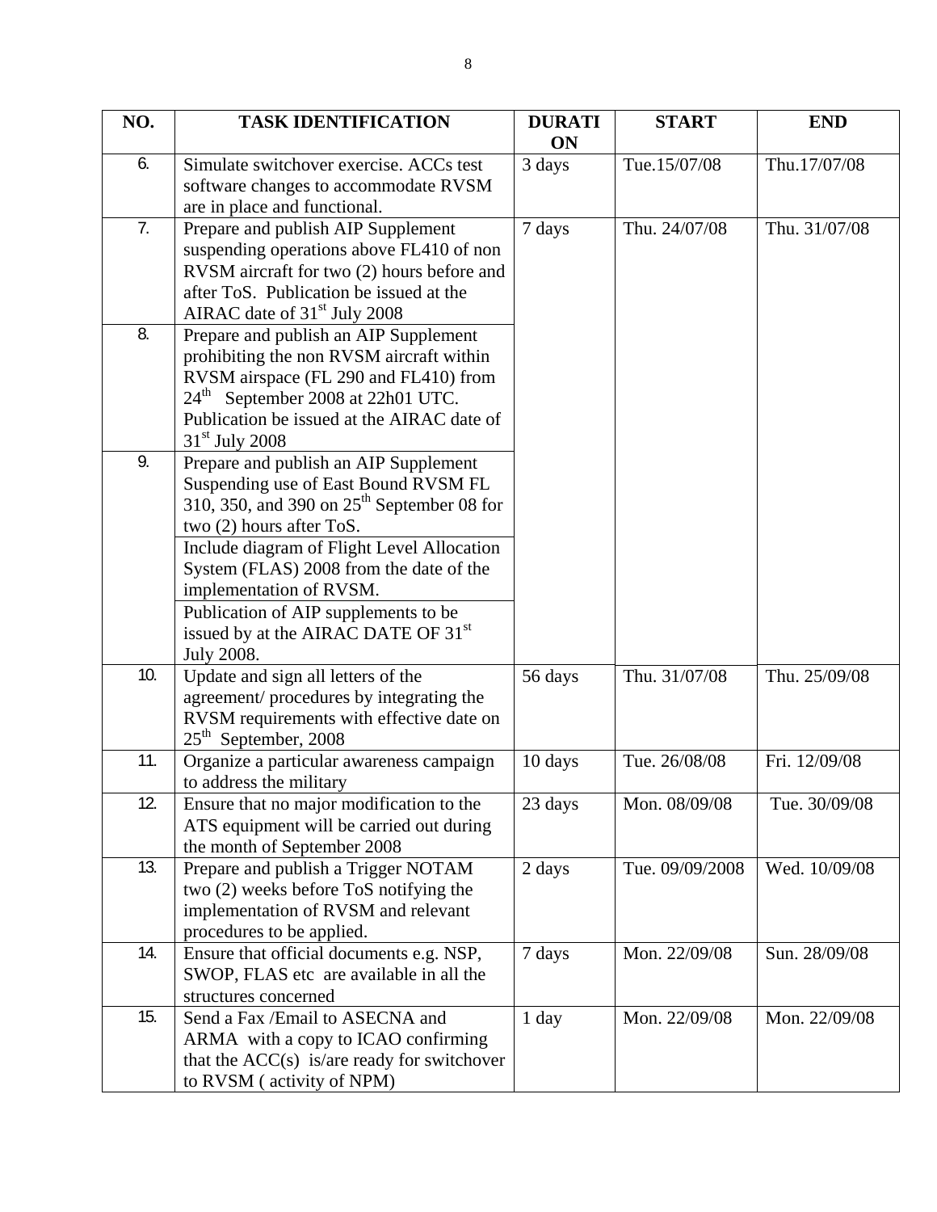| NO. | TASK IDENTIFICATION | DURATION | START | END |
|---|---|---|---|---|
| 6. | Simulate switchover exercise. ACCs test software changes to accommodate RVSM are in place and functional. | 3 days | Tue.15/07/08 | Thu.17/07/08 |
| 7. | Prepare and publish AIP Supplement suspending operations above FL410 of non RVSM aircraft for two (2) hours before and after ToS. Publication be issued at the AIRAC date of 31st July 2008 | 7 days | Thu. 24/07/08 | Thu. 31/07/08 |
| 8. | Prepare and publish an AIP Supplement prohibiting the non RVSM aircraft within RVSM airspace (FL 290 and FL410) from 24th September 2008 at 22h01 UTC. Publication be issued at the AIRAC date of 31st July 2008 | | | |
| 9. | Prepare and publish an AIP Supplement Suspending use of East Bound RVSM FL 310, 350, and 390 on 25th September 08 for two (2) hours after ToS. | | | |
| | Include diagram of Flight Level Allocation System (FLAS) 2008 from the date of the implementation of RVSM. | | | |
| | Publication of AIP supplements to be issued by at the AIRAC DATE OF 31st July 2008. | | | |
| 10. | Update and sign all letters of the agreement/ procedures by integrating the RVSM requirements with effective date on 25th September, 2008 | 56 days | Thu. 31/07/08 | Thu. 25/09/08 |
| 11. | Organize a particular awareness campaign to address the military | 10 days | Tue. 26/08/08 | Fri. 12/09/08 |
| 12. | Ensure that no major modification to the ATS equipment will be carried out during the month of September 2008 | 23 days | Mon. 08/09/08 | Tue. 30/09/08 |
| 13. | Prepare and publish a Trigger NOTAM two (2) weeks before ToS notifying the implementation of RVSM and relevant procedures to be applied. | 2 days | Tue. 09/09/2008 | Wed. 10/09/08 |
| 14. | Ensure that official documents e.g. NSP, SWOP, FLAS etc are available in all the structures concerned | 7 days | Mon. 22/09/08 | Sun. 28/09/08 |
| 15. | Send a Fax /Email to ASECNA and ARMA with a copy to ICAO confirming that the ACC(s) is/are ready for switchover to RVSM ( activity of NPM) | 1 day | Mon. 22/09/08 | Mon. 22/09/08 |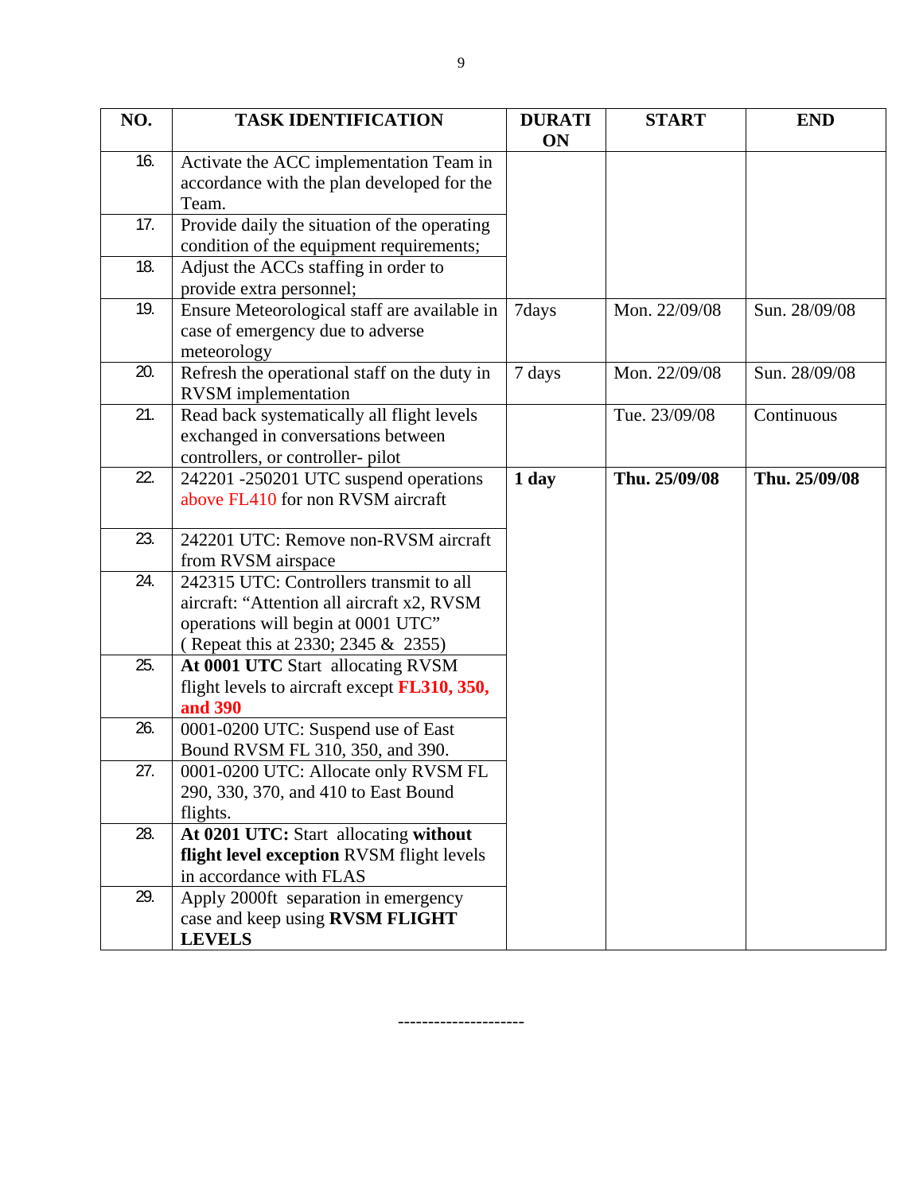| NO. | TASK IDENTIFICATION | DURATION | START | END |
|---|---|---|---|---|
| 16. | Activate the ACC implementation Team in accordance with the plan developed for the Team. | | | |
| 17. | Provide daily the situation of the operating condition of the equipment requirements; | | | |
| 18. | Adjust the ACCs staffing in order to provide extra personnel; | | | |
| 19. | Ensure Meteorological staff are available in case of emergency due to adverse meteorology | 7days | Mon. 22/09/08 | Sun. 28/09/08 |
| 20. | Refresh the operational staff on the duty in RVSM implementation | 7 days | Mon. 22/09/08 | Sun. 28/09/08 |
| 21. | Read back systematically all flight levels exchanged in conversations between controllers, or controller- pilot | | Tue. 23/09/08 | Continuous |
| 22. | 242201 -250201 UTC suspend operations above FL410 for non RVSM aircraft | **1 day** | **Thu. 25/09/08** | **Thu. 25/09/08** |
| 23. | 242201 UTC: Remove non-RVSM aircraft from RVSM airspace | | | |
| 24. | 242315 UTC: Controllers transmit to all aircraft: "Attention all aircraft x2, RVSM operations will begin at 0001 UTC" ( Repeat this at 2330; 2345 & 2355) | | | |
| 25. | **At 0001 UTC** Start allocating RVSM flight levels to aircraft except **FL310, 350, and 390** | | | |
| 26. | 0001-0200 UTC: Suspend use of East Bound RVSM FL 310, 350, and 390. | | | |
| 27. | 0001-0200 UTC: Allocate only RVSM FL 290, 330, 370, and 410 to East Bound flights. | | | |
| 28. | **At 0201 UTC:** Start allocating **without flight level exception** RVSM flight levels in accordance with FLAS | | | |
| 29. | Apply 2000ft separation in emergency case and keep using **RVSM FLIGHT LEVELS** | | | |

--------------------